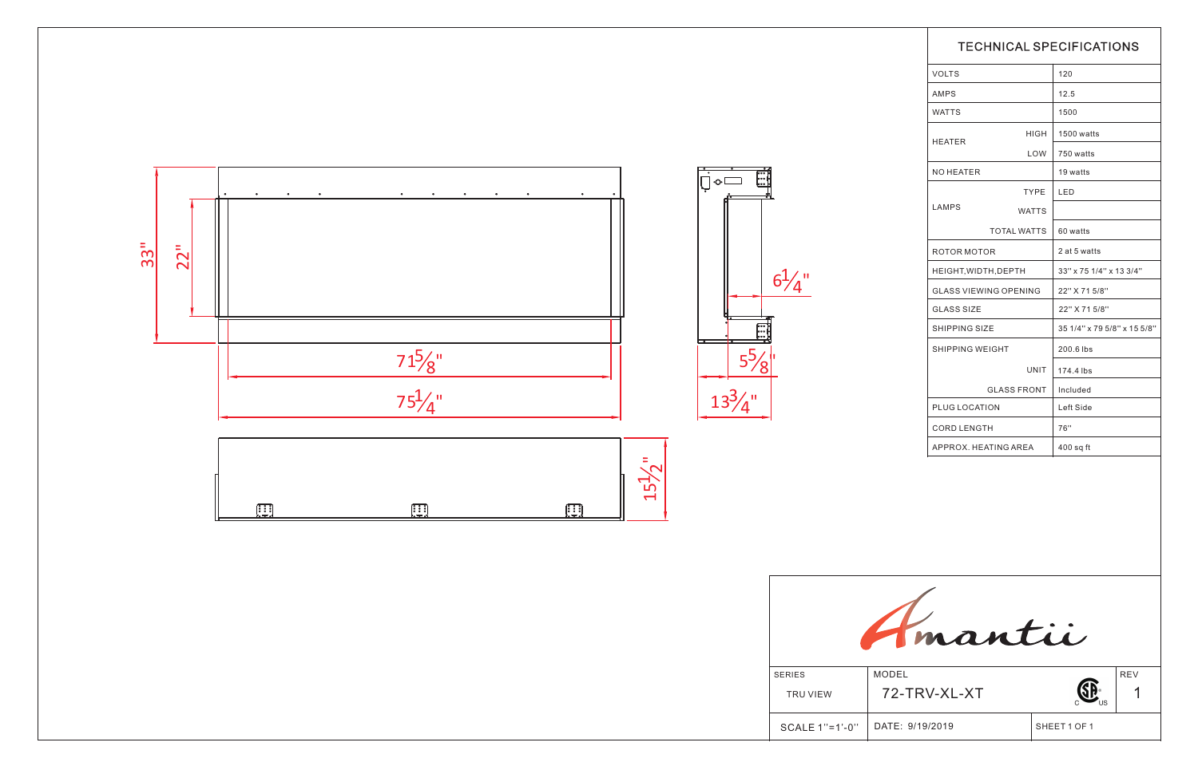33"

22"

71 5/8"

75 1/4"

6 1/4"

5 5/8"

13 3/4"

15 1/2"

## TECHNICAL SPECIFICATIONS

| | | |
|---|---|---|
| VOLTS | | 120 |
| AMPS | | 12.5 |
| WATTS | | 1500 |
| HEATER | HIGH | 1500 watts |
| | LOW | 750 watts |
| NO HEATER | | 19 watts |
| LAMPS | TYPE | LED |
| | WATTS | |
| | TOTAL WATTS | 60 watts |
| ROTOR MOTOR | | 2 at 5 watts |
| HEIGHT,WIDTH,DEPTH | | 33'' x 75 1/4'' x 13 3/4'' |
| GLASS VIEWING OPENING | | 22'' X 71 5/8'' |
| GLASS SIZE | | 22'' X 71 5/8'' |
| SHIPPING SIZE | | 35 1/4'' x 79 5/8'' x 15 5/8'' |
| SHIPPING WEIGHT | | 200.6 lbs |
| | UNIT | 174.4 lbs |
| | GLASS FRONT | Included |
| PLUG LOCATION | | Left Side |
| CORD LENGTH | | 76'' |
| APPROX. HEATING AREA | | 400 sq ft |

Amantii

| SERIES | MODEL | | REV |
|---|---|---|---|
| TRU VIEW | 72-TRV-XL-XT | | 1 |
| SCALE 1''=1'-0'' | DATE: 9/19/2019 | SHEET 1 OF 1 | |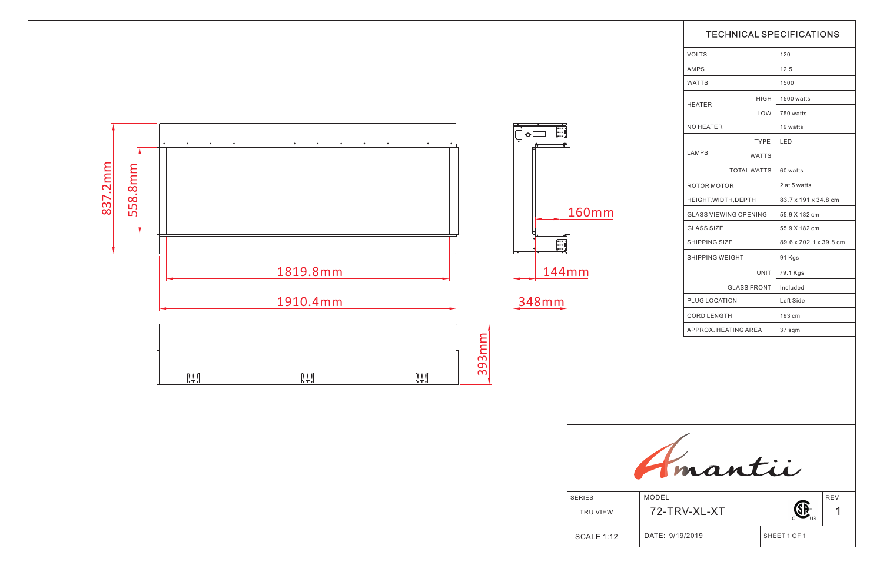837.2mm

558.8mm

1819.8mm

1910.4mm

393mm

160mm

144mm

348mm

## TECHNICAL SPECIFICATIONS

| | | |
|---|---|---|
| VOLTS | | 120 |
| AMPS | | 12.5 |
| WATTS | | 1500 |
| HEATER | HIGH | 1500 watts |
| | LOW | 750 watts |
| NO HEATER | | 19 watts |
| LAMPS | TYPE | LED |
| | WATTS | |
| | TOTAL WATTS | 60 watts |
| ROTOR MOTOR | | 2 at 5 watts |
| HEIGHT,WIDTH,DEPTH | | 83.7 x 191 x 34.8 cm |
| GLASS VIEWING OPENING | | 55.9 X 182 cm |
| GLASS SIZE | | 55.9 X 182 cm |
| SHIPPING SIZE | | 89.6 x 202.1 x 39.8 cm |
| SHIPPING WEIGHT | | 91 Kgs |
| | UNIT | 79.1 Kgs |
| | GLASS FRONT | Included |
| PLUG LOCATION | | Left Side |
| CORD LENGTH | | 193 cm |
| APPROX. HEATING AREA | | 37 sqm |

Amantii

| | | | |
|---|---|---|---|
| SERIES | MODEL | | REV |
| TRU VIEW | 72-TRV-XL-XT | | 1 |
| SCALE 1:12 | DATE: 9/19/2019 | SHEET 1 OF 1 | |